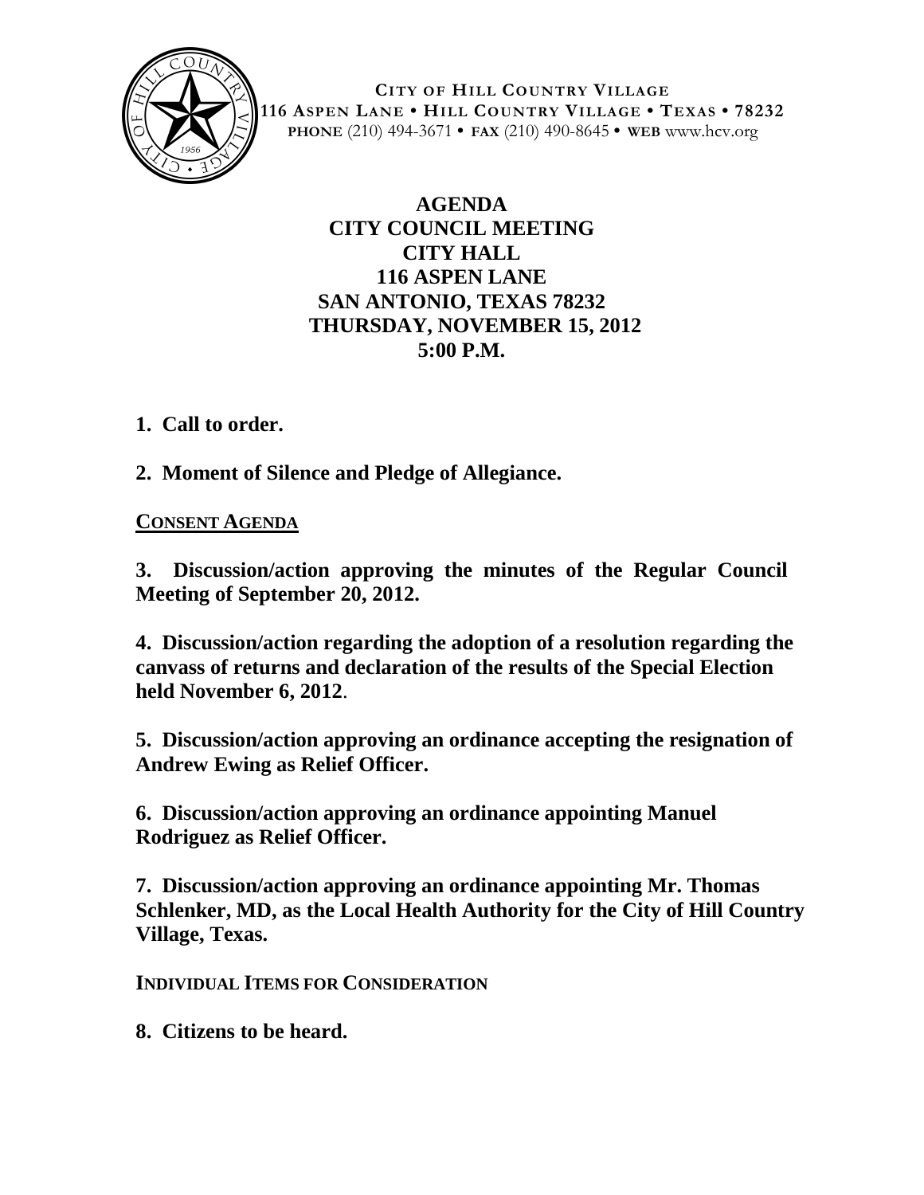**CITY OF HILL COUNTRY VILLAGE**
**116 ASPEN LANE • HILL COUNTRY VILLAGE • TEXAS • 78232**
**PHONE** (210) 494-3671 • **FAX** (210) 490-8645 • **WEB** www.hcv.org

# AGENDA
## CITY COUNCIL MEETING
## CITY HALL
## 116 ASPEN LANE
## SAN ANTONIO, TEXAS 78232
## THURSDAY, NOVEMBER 15, 2012
## 5:00 P.M.

**1. Call to order.**

**2. Moment of Silence and Pledge of Allegiance.**

**CONSENT AGENDA**

**3. Discussion/action approving the minutes of the Regular Council Meeting of September 20, 2012.**

**4. Discussion/action regarding the adoption of a resolution regarding the canvass of returns and declaration of the results of the Special Election held November 6, 2012.**

**5. Discussion/action approving an ordinance accepting the resignation of Andrew Ewing as Relief Officer.**

**6. Discussion/action approving an ordinance appointing Manuel Rodriguez as Relief Officer.**

**7. Discussion/action approving an ordinance appointing Mr. Thomas Schlenker, MD, as the Local Health Authority for the City of Hill Country Village, Texas.**

**INDIVIDUAL ITEMS FOR CONSIDERATION**

**8. Citizens to be heard.**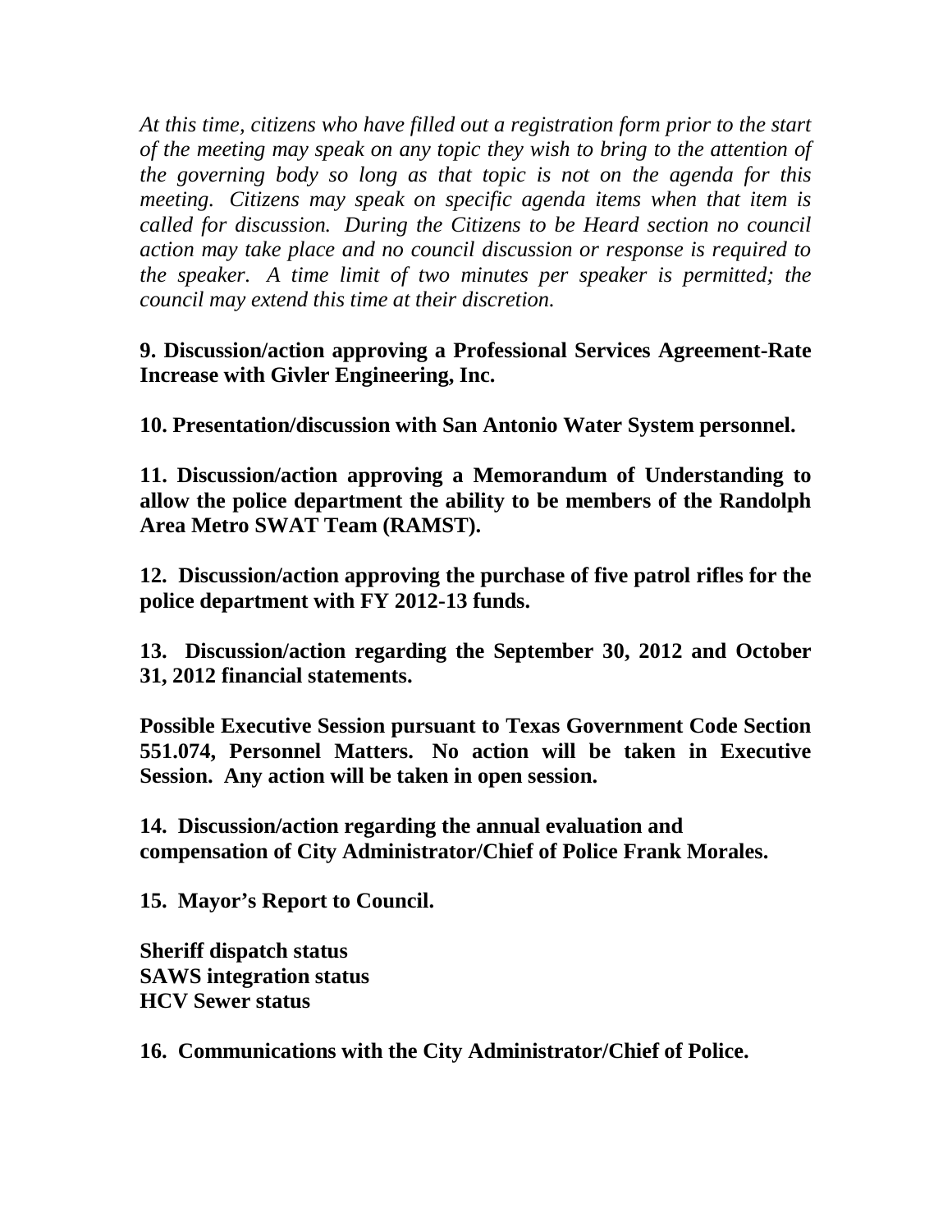*At this time, citizens who have filled out a registration form prior to the start of the meeting may speak on any topic they wish to bring to the attention of the governing body so long as that topic is not on the agenda for this meeting. Citizens may speak on specific agenda items when that item is called for discussion. During the Citizens to be Heard section no council action may take place and no council discussion or response is required to the speaker. A time limit of two minutes per speaker is permitted; the council may extend this time at their discretion.*

**9. Discussion/action approving a Professional Services Agreement-Rate Increase with Givler Engineering, Inc.**

**10. Presentation/discussion with San Antonio Water System personnel.**

**11. Discussion/action approving a Memorandum of Understanding to allow the police department the ability to be members of the Randolph Area Metro SWAT Team (RAMST).**

**12. Discussion/action approving the purchase of five patrol rifles for the police department with FY 2012-13 funds.**

**13. Discussion/action regarding the September 30, 2012 and October 31, 2012 financial statements.**

**Possible Executive Session pursuant to Texas Government Code Section 551.074, Personnel Matters. No action will be taken in Executive Session. Any action will be taken in open session.**

**14. Discussion/action regarding the annual evaluation and compensation of City Administrator/Chief of Police Frank Morales.**

**15. Mayor's Report to Council.**

**Sheriff dispatch status**
**SAWS integration status**
**HCV Sewer status**

**16. Communications with the City Administrator/Chief of Police.**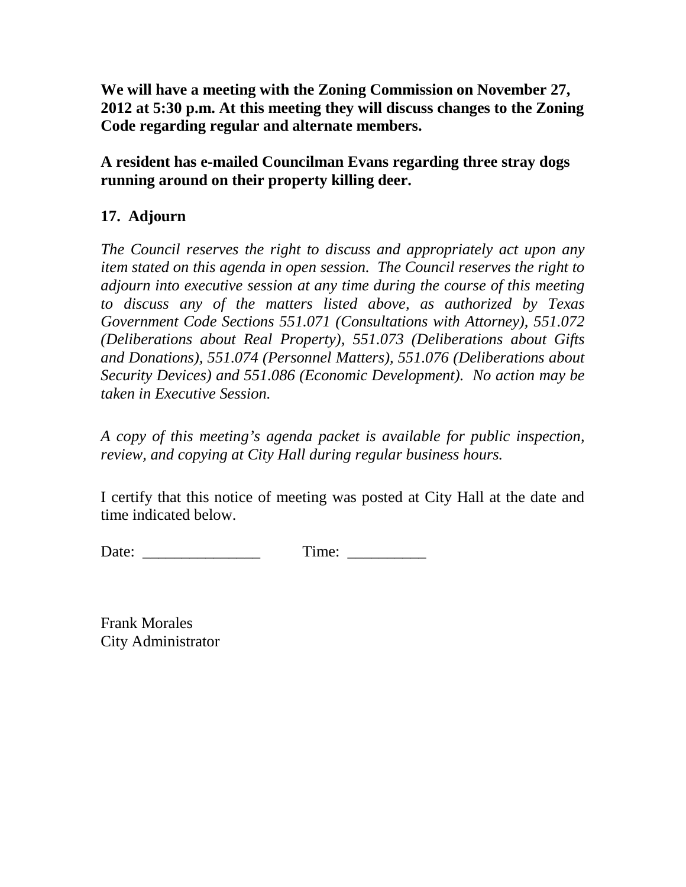**We will have a meeting with the Zoning Commission on November 27, 2012 at 5:30 p.m. At this meeting they will discuss changes to the Zoning Code regarding regular and alternate members.**

**A resident has e-mailed Councilman Evans regarding three stray dogs running around on their property killing deer.**

**17. Adjourn**

*The Council reserves the right to discuss and appropriately act upon any item stated on this agenda in open session. The Council reserves the right to adjourn into executive session at any time during the course of this meeting to discuss any of the matters listed above, as authorized by Texas Government Code Sections 551.071 (Consultations with Attorney), 551.072 (Deliberations about Real Property), 551.073 (Deliberations about Gifts and Donations), 551.074 (Personnel Matters), 551.076 (Deliberations about Security Devices) and 551.086 (Economic Development). No action may be taken in Executive Session.*

*A copy of this meeting's agenda packet is available for public inspection, review, and copying at City Hall during regular business hours.*

I certify that this notice of meeting was posted at City Hall at the date and time indicated below.

Date: _______________ Time: __________

Frank Morales
City Administrator